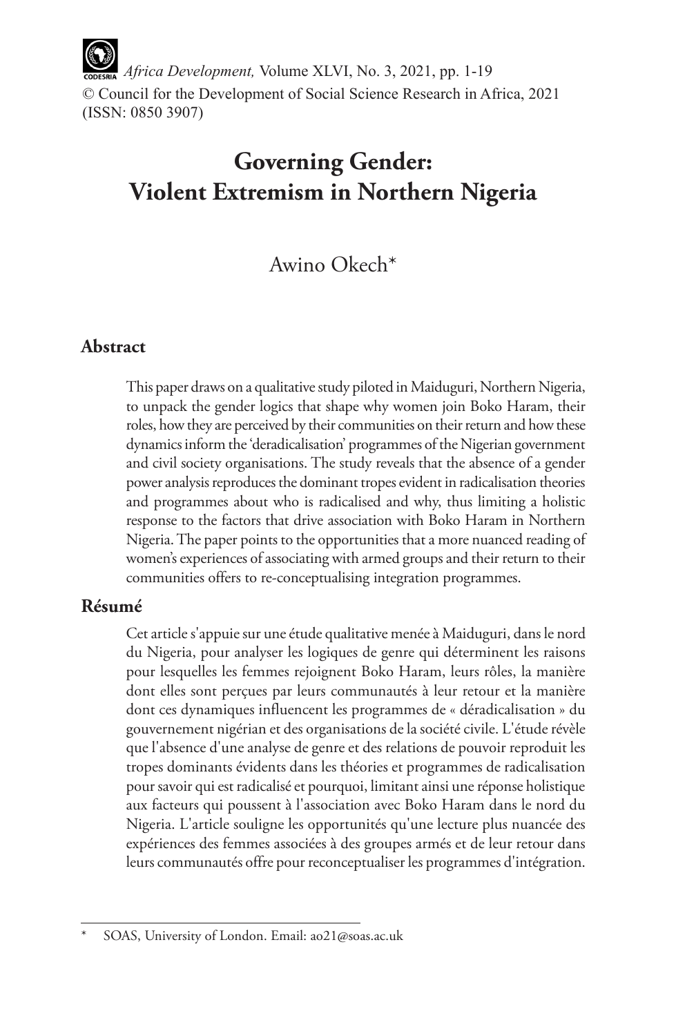*Africa Development,* Volume XLVI, No. 3, 2021, pp. 1-19
© Council for the Development of Social Science Research in Africa, 2021
(ISSN: 0850 3907)

# Governing Gender: Violent Extremism in Northern Nigeria

Awino Okech*

## Abstract

This paper draws on a qualitative study piloted in Maiduguri, Northern Nigeria, to unpack the gender logics that shape why women join Boko Haram, their roles, how they are perceived by their communities on their return and how these dynamics inform the 'deradicalisation' programmes of the Nigerian government and civil society organisations. The study reveals that the absence of a gender power analysis reproduces the dominant tropes evident in radicalisation theories and programmes about who is radicalised and why, thus limiting a holistic response to the factors that drive association with Boko Haram in Northern Nigeria. The paper points to the opportunities that a more nuanced reading of women's experiences of associating with armed groups and their return to their communities offers to re-conceptualising integration programmes.

## Résumé

Cet article s'appuie sur une étude qualitative menée à Maiduguri, dans le nord du Nigeria, pour analyser les logiques de genre qui déterminent les raisons pour lesquelles les femmes rejoignent Boko Haram, leurs rôles, la manière dont elles sont perçues par leurs communautés à leur retour et la manière dont ces dynamiques influencent les programmes de « déradicalisation » du gouvernement nigérian et des organisations de la société civile. L'étude révèle que l'absence d'une analyse de genre et des relations de pouvoir reproduit les tropes dominants évidents dans les théories et programmes de radicalisation pour savoir qui est radicalisé et pourquoi, limitant ainsi une réponse holistique aux facteurs qui poussent à l'association avec Boko Haram dans le nord du Nigeria. L'article souligne les opportunités qu'une lecture plus nuancée des expériences des femmes associées à des groupes armés et de leur retour dans leurs communautés offre pour reconceptualiser les programmes d'intégration.

---

\* SOAS, University of London. Email: ao21@soas.ac.uk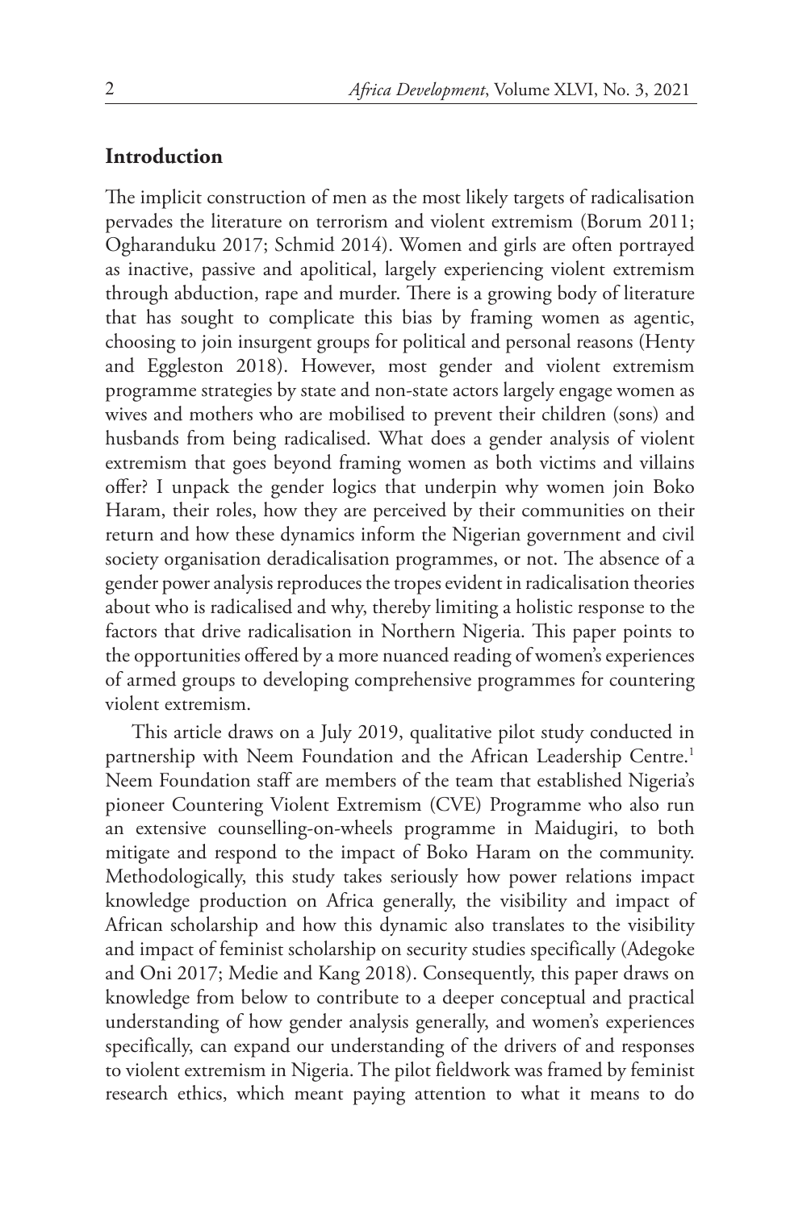## Introduction

The implicit construction of men as the most likely targets of radicalisation pervades the literature on terrorism and violent extremism (Borum 2011; Ogharanduku 2017; Schmid 2014). Women and girls are often portrayed as inactive, passive and apolitical, largely experiencing violent extremism through abduction, rape and murder. There is a growing body of literature that has sought to complicate this bias by framing women as agentic, choosing to join insurgent groups for political and personal reasons (Henty and Eggleston 2018). However, most gender and violent extremism programme strategies by state and non-state actors largely engage women as wives and mothers who are mobilised to prevent their children (sons) and husbands from being radicalised. What does a gender analysis of violent extremism that goes beyond framing women as both victims and villains offer? I unpack the gender logics that underpin why women join Boko Haram, their roles, how they are perceived by their communities on their return and how these dynamics inform the Nigerian government and civil society organisation deradicalisation programmes, or not. The absence of a gender power analysis reproduces the tropes evident in radicalisation theories about who is radicalised and why, thereby limiting a holistic response to the factors that drive radicalisation in Northern Nigeria. This paper points to the opportunities offered by a more nuanced reading of women's experiences of armed groups to developing comprehensive programmes for countering violent extremism.

This article draws on a July 2019, qualitative pilot study conducted in partnership with Neem Foundation and the African Leadership Centre.[1] Neem Foundation staff are members of the team that established Nigeria's pioneer Countering Violent Extremism (CVE) Programme who also run an extensive counselling-on-wheels programme in Maidugiri, to both mitigate and respond to the impact of Boko Haram on the community. Methodologically, this study takes seriously how power relations impact knowledge production on Africa generally, the visibility and impact of African scholarship and how this dynamic also translates to the visibility and impact of feminist scholarship on security studies specifically (Adegoke and Oni 2017; Medie and Kang 2018). Consequently, this paper draws on knowledge from below to contribute to a deeper conceptual and practical understanding of how gender analysis generally, and women's experiences specifically, can expand our understanding of the drivers of and responses to violent extremism in Nigeria. The pilot fieldwork was framed by feminist research ethics, which meant paying attention to what it means to do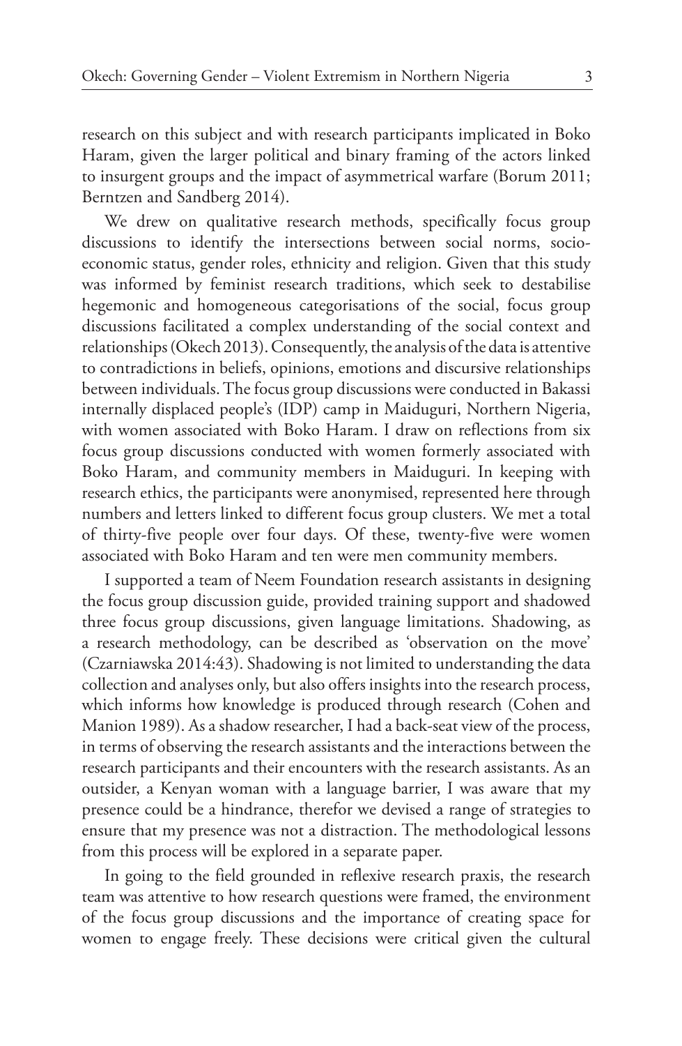research on this subject and with research participants implicated in Boko Haram, given the larger political and binary framing of the actors linked to insurgent groups and the impact of asymmetrical warfare (Borum 2011; Berntzen and Sandberg 2014).

We drew on qualitative research methods, specifically focus group discussions to identify the intersections between social norms, socio-economic status, gender roles, ethnicity and religion. Given that this study was informed by feminist research traditions, which seek to destabilise hegemonic and homogeneous categorisations of the social, focus group discussions facilitated a complex understanding of the social context and relationships (Okech 2013). Consequently, the analysis of the data is attentive to contradictions in beliefs, opinions, emotions and discursive relationships between individuals. The focus group discussions were conducted in Bakassi internally displaced people's (IDP) camp in Maiduguri, Northern Nigeria, with women associated with Boko Haram. I draw on reflections from six focus group discussions conducted with women formerly associated with Boko Haram, and community members in Maiduguri. In keeping with research ethics, the participants were anonymised, represented here through numbers and letters linked to different focus group clusters. We met a total of thirty-five people over four days. Of these, twenty-five were women associated with Boko Haram and ten were men community members.

I supported a team of Neem Foundation research assistants in designing the focus group discussion guide, provided training support and shadowed three focus group discussions, given language limitations. Shadowing, as a research methodology, can be described as 'observation on the move' (Czarniawska 2014:43). Shadowing is not limited to understanding the data collection and analyses only, but also offers insights into the research process, which informs how knowledge is produced through research (Cohen and Manion 1989). As a shadow researcher, I had a back-seat view of the process, in terms of observing the research assistants and the interactions between the research participants and their encounters with the research assistants. As an outsider, a Kenyan woman with a language barrier, I was aware that my presence could be a hindrance, therefor we devised a range of strategies to ensure that my presence was not a distraction. The methodological lessons from this process will be explored in a separate paper.

In going to the field grounded in reflexive research praxis, the research team was attentive to how research questions were framed, the environment of the focus group discussions and the importance of creating space for women to engage freely. These decisions were critical given the cultural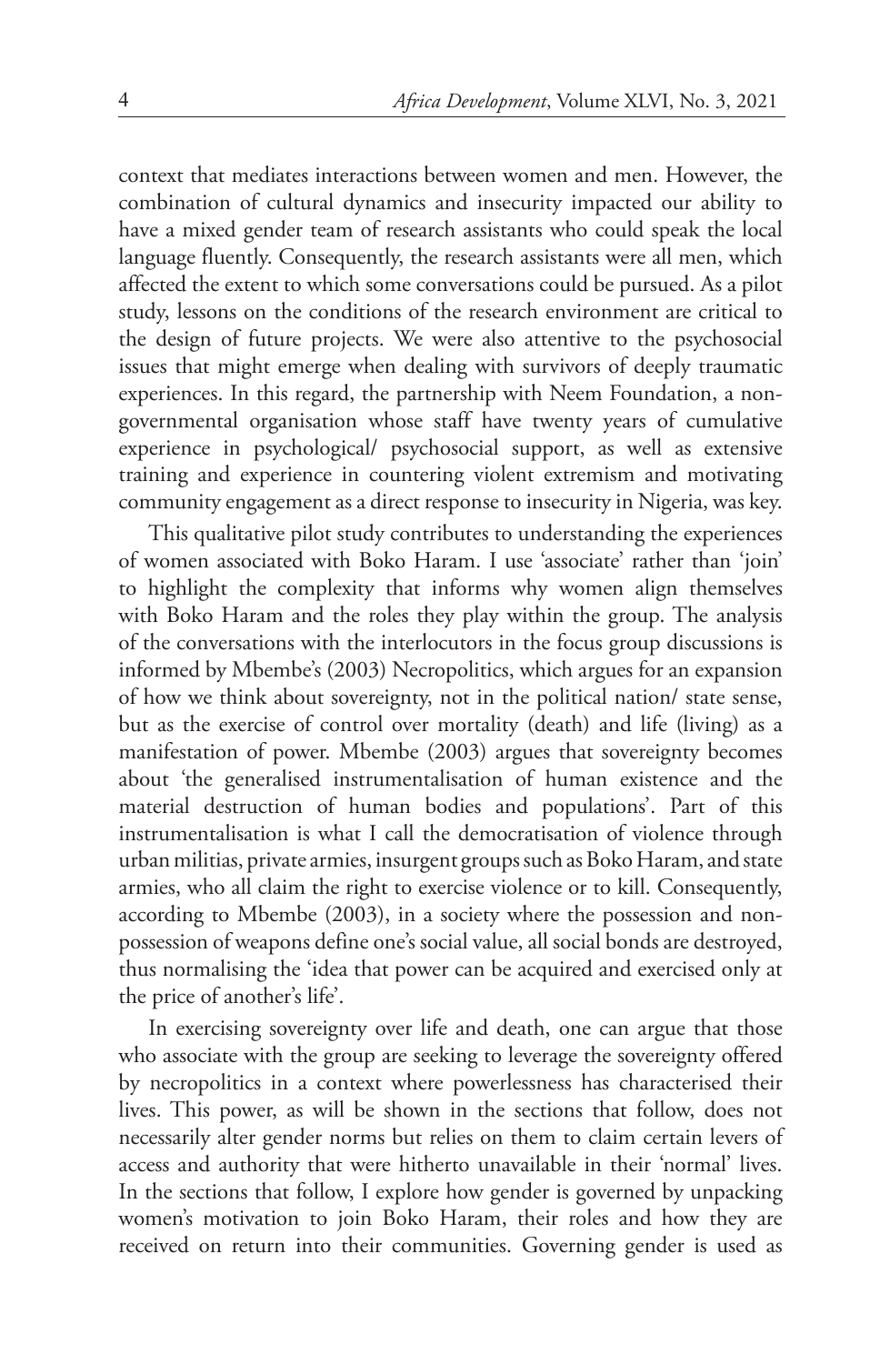context that mediates interactions between women and men. However, the combination of cultural dynamics and insecurity impacted our ability to have a mixed gender team of research assistants who could speak the local language fluently. Consequently, the research assistants were all men, which affected the extent to which some conversations could be pursued. As a pilot study, lessons on the conditions of the research environment are critical to the design of future projects. We were also attentive to the psychosocial issues that might emerge when dealing with survivors of deeply traumatic experiences. In this regard, the partnership with Neem Foundation, a non-governmental organisation whose staff have twenty years of cumulative experience in psychological/ psychosocial support, as well as extensive training and experience in countering violent extremism and motivating community engagement as a direct response to insecurity in Nigeria, was key.

This qualitative pilot study contributes to understanding the experiences of women associated with Boko Haram. I use 'associate' rather than 'join' to highlight the complexity that informs why women align themselves with Boko Haram and the roles they play within the group. The analysis of the conversations with the interlocutors in the focus group discussions is informed by Mbembe's (2003) Necropolitics, which argues for an expansion of how we think about sovereignty, not in the political nation/ state sense, but as the exercise of control over mortality (death) and life (living) as a manifestation of power. Mbembe (2003) argues that sovereignty becomes about 'the generalised instrumentalisation of human existence and the material destruction of human bodies and populations'. Part of this instrumentalisation is what I call the democratisation of violence through urban militias, private armies, insurgent groups such as Boko Haram, and state armies, who all claim the right to exercise violence or to kill. Consequently, according to Mbembe (2003), in a society where the possession and non-possession of weapons define one's social value, all social bonds are destroyed, thus normalising the 'idea that power can be acquired and exercised only at the price of another's life'.

In exercising sovereignty over life and death, one can argue that those who associate with the group are seeking to leverage the sovereignty offered by necropolitics in a context where powerlessness has characterised their lives. This power, as will be shown in the sections that follow, does not necessarily alter gender norms but relies on them to claim certain levers of access and authority that were hitherto unavailable in their 'normal' lives. In the sections that follow, I explore how gender is governed by unpacking women's motivation to join Boko Haram, their roles and how they are received on return into their communities. Governing gender is used as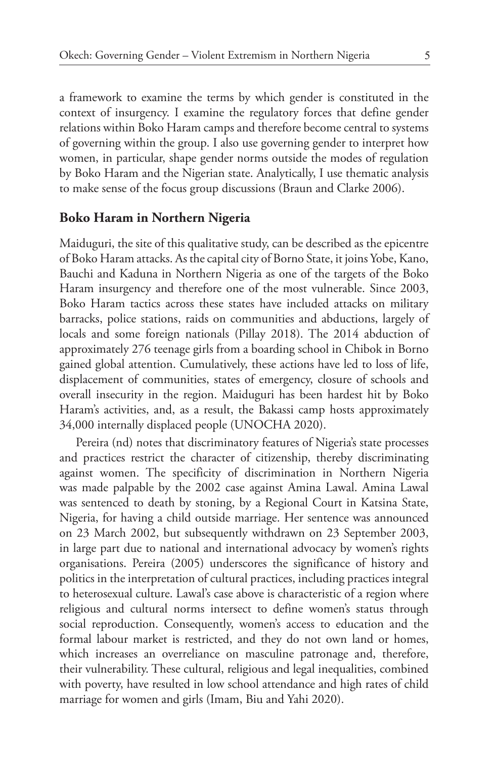a framework to examine the terms by which gender is constituted in the context of insurgency. I examine the regulatory forces that define gender relations within Boko Haram camps and therefore become central to systems of governing within the group. I also use governing gender to interpret how women, in particular, shape gender norms outside the modes of regulation by Boko Haram and the Nigerian state. Analytically, I use thematic analysis to make sense of the focus group discussions (Braun and Clarke 2006).

## Boko Haram in Northern Nigeria

Maiduguri, the site of this qualitative study, can be described as the epicentre of Boko Haram attacks. As the capital city of Borno State, it joins Yobe, Kano, Bauchi and Kaduna in Northern Nigeria as one of the targets of the Boko Haram insurgency and therefore one of the most vulnerable. Since 2003, Boko Haram tactics across these states have included attacks on military barracks, police stations, raids on communities and abductions, largely of locals and some foreign nationals (Pillay 2018). The 2014 abduction of approximately 276 teenage girls from a boarding school in Chibok in Borno gained global attention. Cumulatively, these actions have led to loss of life, displacement of communities, states of emergency, closure of schools and overall insecurity in the region. Maiduguri has been hardest hit by Boko Haram's activities, and, as a result, the Bakassi camp hosts approximately 34,000 internally displaced people (UNOCHA 2020).

Pereira (nd) notes that discriminatory features of Nigeria's state processes and practices restrict the character of citizenship, thereby discriminating against women. The specificity of discrimination in Northern Nigeria was made palpable by the 2002 case against Amina Lawal. Amina Lawal was sentenced to death by stoning, by a Regional Court in Katsina State, Nigeria, for having a child outside marriage. Her sentence was announced on 23 March 2002, but subsequently withdrawn on 23 September 2003, in large part due to national and international advocacy by women's rights organisations. Pereira (2005) underscores the significance of history and politics in the interpretation of cultural practices, including practices integral to heterosexual culture. Lawal's case above is characteristic of a region where religious and cultural norms intersect to define women's status through social reproduction. Consequently, women's access to education and the formal labour market is restricted, and they do not own land or homes, which increases an overreliance on masculine patronage and, therefore, their vulnerability. These cultural, religious and legal inequalities, combined with poverty, have resulted in low school attendance and high rates of child marriage for women and girls (Imam, Biu and Yahi 2020).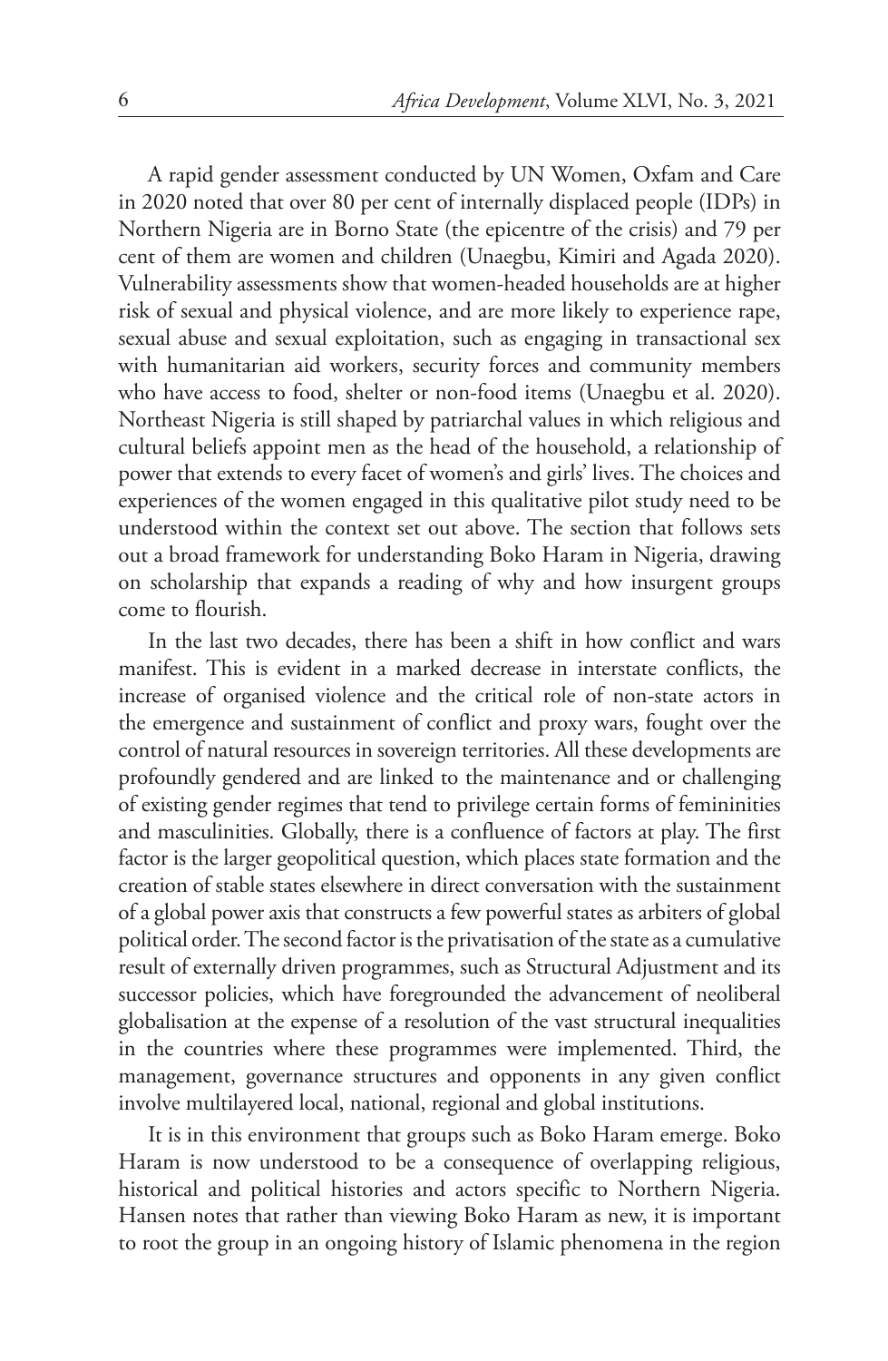A rapid gender assessment conducted by UN Women, Oxfam and Care in 2020 noted that over 80 per cent of internally displaced people (IDPs) in Northern Nigeria are in Borno State (the epicentre of the crisis) and 79 per cent of them are women and children (Unaegbu, Kimiri and Agada 2020). Vulnerability assessments show that women-headed households are at higher risk of sexual and physical violence, and are more likely to experience rape, sexual abuse and sexual exploitation, such as engaging in transactional sex with humanitarian aid workers, security forces and community members who have access to food, shelter or non-food items (Unaegbu et al. 2020). Northeast Nigeria is still shaped by patriarchal values in which religious and cultural beliefs appoint men as the head of the household, a relationship of power that extends to every facet of women's and girls' lives. The choices and experiences of the women engaged in this qualitative pilot study need to be understood within the context set out above. The section that follows sets out a broad framework for understanding Boko Haram in Nigeria, drawing on scholarship that expands a reading of why and how insurgent groups come to flourish.

In the last two decades, there has been a shift in how conflict and wars manifest. This is evident in a marked decrease in interstate conflicts, the increase of organised violence and the critical role of non-state actors in the emergence and sustainment of conflict and proxy wars, fought over the control of natural resources in sovereign territories. All these developments are profoundly gendered and are linked to the maintenance and or challenging of existing gender regimes that tend to privilege certain forms of femininities and masculinities. Globally, there is a confluence of factors at play. The first factor is the larger geopolitical question, which places state formation and the creation of stable states elsewhere in direct conversation with the sustainment of a global power axis that constructs a few powerful states as arbiters of global political order. The second factor is the privatisation of the state as a cumulative result of externally driven programmes, such as Structural Adjustment and its successor policies, which have foregrounded the advancement of neoliberal globalisation at the expense of a resolution of the vast structural inequalities in the countries where these programmes were implemented. Third, the management, governance structures and opponents in any given conflict involve multilayered local, national, regional and global institutions.

It is in this environment that groups such as Boko Haram emerge. Boko Haram is now understood to be a consequence of overlapping religious, historical and political histories and actors specific to Northern Nigeria. Hansen notes that rather than viewing Boko Haram as new, it is important to root the group in an ongoing history of Islamic phenomena in the region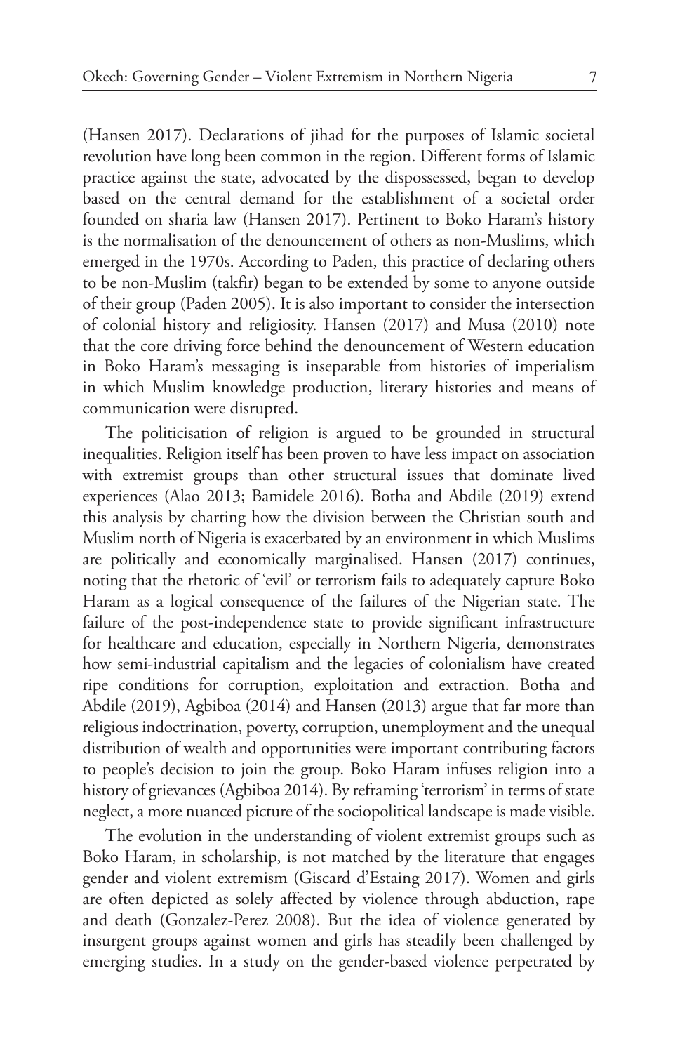(Hansen 2017). Declarations of jihad for the purposes of Islamic societal revolution have long been common in the region. Different forms of Islamic practice against the state, advocated by the dispossessed, began to develop based on the central demand for the establishment of a societal order founded on sharia law (Hansen 2017). Pertinent to Boko Haram's history is the normalisation of the denouncement of others as non-Muslims, which emerged in the 1970s. According to Paden, this practice of declaring others to be non-Muslim (takfir) began to be extended by some to anyone outside of their group (Paden 2005). It is also important to consider the intersection of colonial history and religiosity. Hansen (2017) and Musa (2010) note that the core driving force behind the denouncement of Western education in Boko Haram's messaging is inseparable from histories of imperialism in which Muslim knowledge production, literary histories and means of communication were disrupted.

The politicisation of religion is argued to be grounded in structural inequalities. Religion itself has been proven to have less impact on association with extremist groups than other structural issues that dominate lived experiences (Alao 2013; Bamidele 2016). Botha and Abdile (2019) extend this analysis by charting how the division between the Christian south and Muslim north of Nigeria is exacerbated by an environment in which Muslims are politically and economically marginalised. Hansen (2017) continues, noting that the rhetoric of 'evil' or terrorism fails to adequately capture Boko Haram as a logical consequence of the failures of the Nigerian state. The failure of the post-independence state to provide significant infrastructure for healthcare and education, especially in Northern Nigeria, demonstrates how semi-industrial capitalism and the legacies of colonialism have created ripe conditions for corruption, exploitation and extraction. Botha and Abdile (2019), Agbiboa (2014) and Hansen (2013) argue that far more than religious indoctrination, poverty, corruption, unemployment and the unequal distribution of wealth and opportunities were important contributing factors to people's decision to join the group. Boko Haram infuses religion into a history of grievances (Agbiboa 2014). By reframing 'terrorism' in terms of state neglect, a more nuanced picture of the sociopolitical landscape is made visible.

The evolution in the understanding of violent extremist groups such as Boko Haram, in scholarship, is not matched by the literature that engages gender and violent extremism (Giscard d'Estaing 2017). Women and girls are often depicted as solely affected by violence through abduction, rape and death (Gonzalez-Perez 2008). But the idea of violence generated by insurgent groups against women and girls has steadily been challenged by emerging studies. In a study on the gender-based violence perpetrated by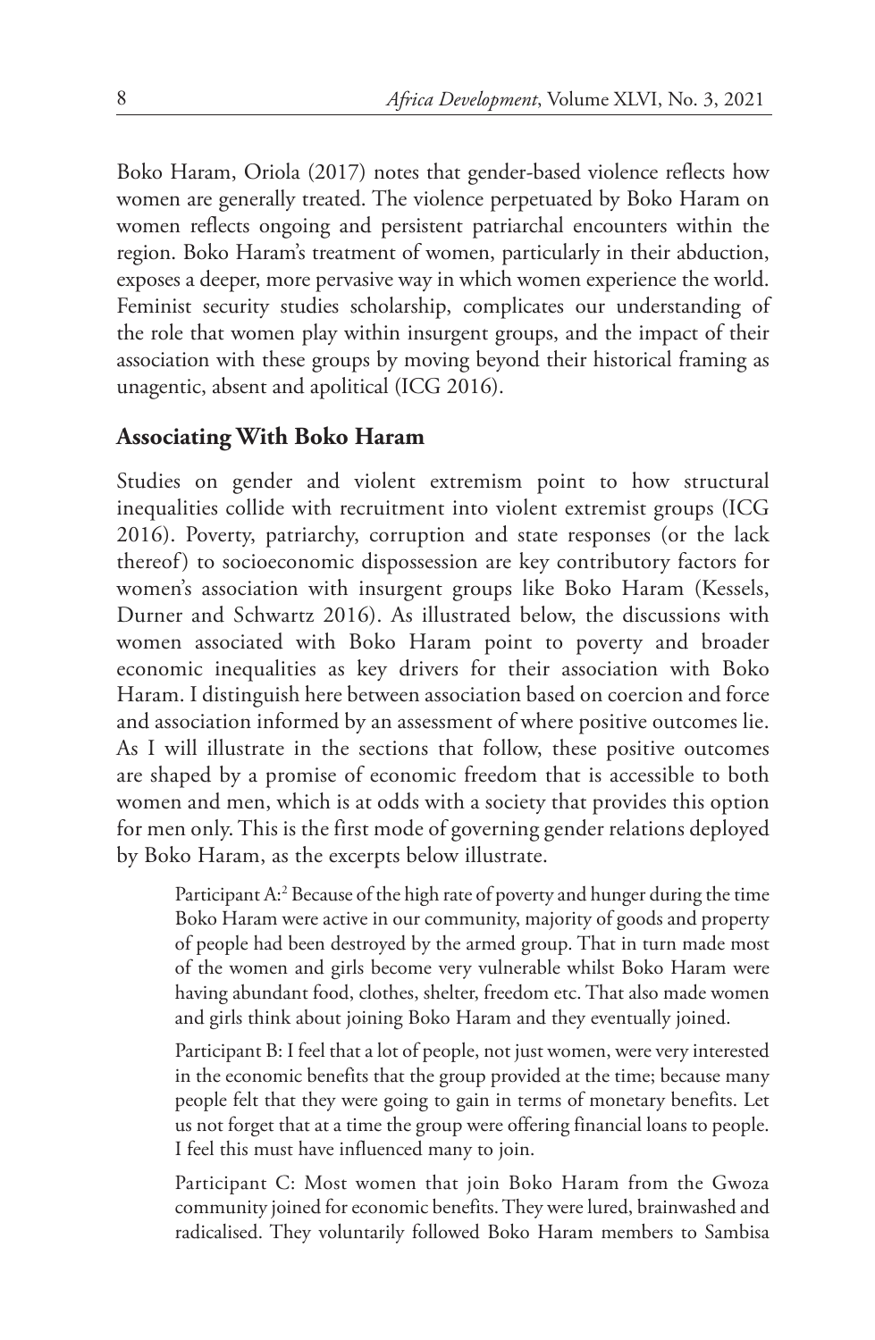Boko Haram, Oriola (2017) notes that gender-based violence reflects how women are generally treated. The violence perpetuated by Boko Haram on women reflects ongoing and persistent patriarchal encounters within the region. Boko Haram's treatment of women, particularly in their abduction, exposes a deeper, more pervasive way in which women experience the world. Feminist security studies scholarship, complicates our understanding of the role that women play within insurgent groups, and the impact of their association with these groups by moving beyond their historical framing as unagentic, absent and apolitical (ICG 2016).

## Associating With Boko Haram

Studies on gender and violent extremism point to how structural inequalities collide with recruitment into violent extremist groups (ICG 2016). Poverty, patriarchy, corruption and state responses (or the lack thereof) to socioeconomic dispossession are key contributory factors for women's association with insurgent groups like Boko Haram (Kessels, Durner and Schwartz 2016). As illustrated below, the discussions with women associated with Boko Haram point to poverty and broader economic inequalities as key drivers for their association with Boko Haram. I distinguish here between association based on coercion and force and association informed by an assessment of where positive outcomes lie. As I will illustrate in the sections that follow, these positive outcomes are shaped by a promise of economic freedom that is accessible to both women and men, which is at odds with a society that provides this option for men only. This is the first mode of governing gender relations deployed by Boko Haram, as the excerpts below illustrate.

> Participant A:[2] Because of the high rate of poverty and hunger during the time Boko Haram were active in our community, majority of goods and property of people had been destroyed by the armed group. That in turn made most of the women and girls become very vulnerable whilst Boko Haram were having abundant food, clothes, shelter, freedom etc. That also made women and girls think about joining Boko Haram and they eventually joined.
>
> Participant B: I feel that a lot of people, not just women, were very interested in the economic benefits that the group provided at the time; because many people felt that they were going to gain in terms of monetary benefits. Let us not forget that at a time the group were offering financial loans to people. I feel this must have influenced many to join.
>
> Participant C: Most women that join Boko Haram from the Gwoza community joined for economic benefits. They were lured, brainwashed and radicalised. They voluntarily followed Boko Haram members to Sambisa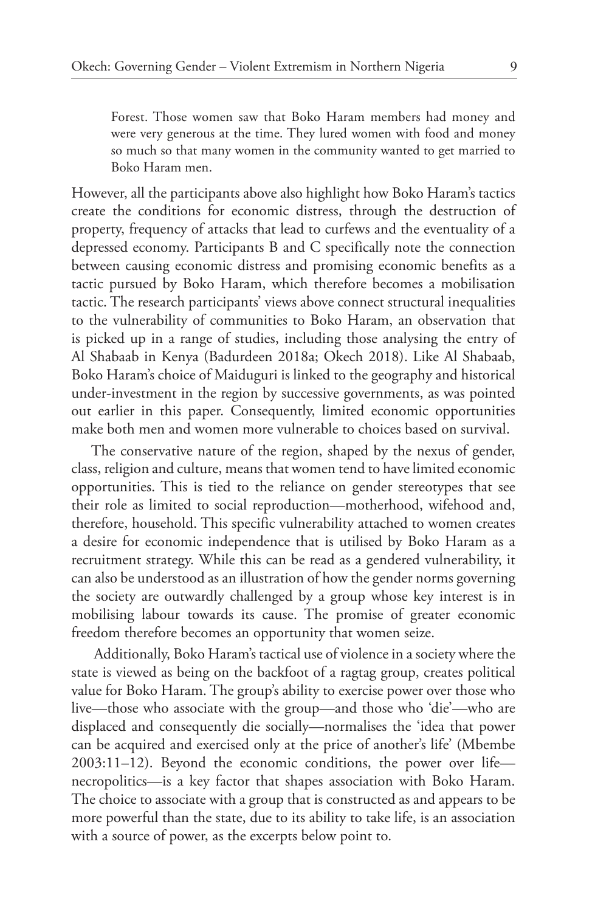> Forest. Those women saw that Boko Haram members had money and were very generous at the time. They lured women with food and money so much so that many women in the community wanted to get married to Boko Haram men.

However, all the participants above also highlight how Boko Haram's tactics create the conditions for economic distress, through the destruction of property, frequency of attacks that lead to curfews and the eventuality of a depressed economy. Participants B and C specifically note the connection between causing economic distress and promising economic benefits as a tactic pursued by Boko Haram, which therefore becomes a mobilisation tactic. The research participants' views above connect structural inequalities to the vulnerability of communities to Boko Haram, an observation that is picked up in a range of studies, including those analysing the entry of Al Shabaab in Kenya (Badurdeen 2018a; Okech 2018). Like Al Shabaab, Boko Haram's choice of Maiduguri is linked to the geography and historical under-investment in the region by successive governments, as was pointed out earlier in this paper. Consequently, limited economic opportunities make both men and women more vulnerable to choices based on survival.

The conservative nature of the region, shaped by the nexus of gender, class, religion and culture, means that women tend to have limited economic opportunities. This is tied to the reliance on gender stereotypes that see their role as limited to social reproduction—motherhood, wifehood and, therefore, household. This specific vulnerability attached to women creates a desire for economic independence that is utilised by Boko Haram as a recruitment strategy. While this can be read as a gendered vulnerability, it can also be understood as an illustration of how the gender norms governing the society are outwardly challenged by a group whose key interest is in mobilising labour towards its cause. The promise of greater economic freedom therefore becomes an opportunity that women seize.

Additionally, Boko Haram's tactical use of violence in a society where the state is viewed as being on the backfoot of a ragtag group, creates political value for Boko Haram. The group's ability to exercise power over those who live—those who associate with the group—and those who 'die'—who are displaced and consequently die socially—normalises the 'idea that power can be acquired and exercised only at the price of another's life' (Mbembe 2003:11–12). Beyond the economic conditions, the power over life—necropolitics—is a key factor that shapes association with Boko Haram. The choice to associate with a group that is constructed as and appears to be more powerful than the state, due to its ability to take life, is an association with a source of power, as the excerpts below point to.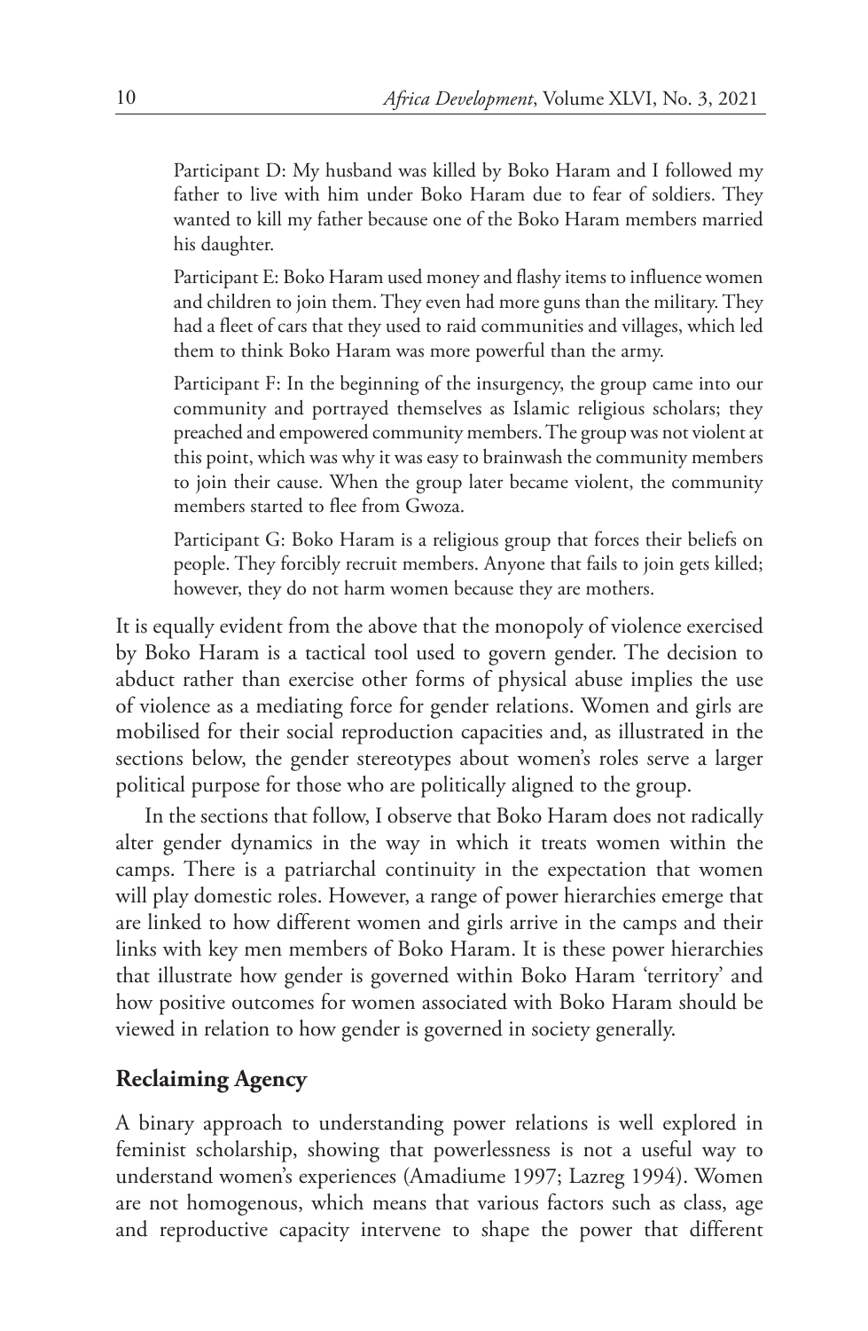> Participant D: My husband was killed by Boko Haram and I followed my father to live with him under Boko Haram due to fear of soldiers. They wanted to kill my father because one of the Boko Haram members married his daughter.
>
> Participant E: Boko Haram used money and flashy items to influence women and children to join them. They even had more guns than the military. They had a fleet of cars that they used to raid communities and villages, which led them to think Boko Haram was more powerful than the army.
>
> Participant F: In the beginning of the insurgency, the group came into our community and portrayed themselves as Islamic religious scholars; they preached and empowered community members. The group was not violent at this point, which was why it was easy to brainwash the community members to join their cause. When the group later became violent, the community members started to flee from Gwoza.
>
> Participant G: Boko Haram is a religious group that forces their beliefs on people. They forcibly recruit members. Anyone that fails to join gets killed; however, they do not harm women because they are mothers.

It is equally evident from the above that the monopoly of violence exercised by Boko Haram is a tactical tool used to govern gender. The decision to abduct rather than exercise other forms of physical abuse implies the use of violence as a mediating force for gender relations. Women and girls are mobilised for their social reproduction capacities and, as illustrated in the sections below, the gender stereotypes about women's roles serve a larger political purpose for those who are politically aligned to the group.

In the sections that follow, I observe that Boko Haram does not radically alter gender dynamics in the way in which it treats women within the camps. There is a patriarchal continuity in the expectation that women will play domestic roles. However, a range of power hierarchies emerge that are linked to how different women and girls arrive in the camps and their links with key men members of Boko Haram. It is these power hierarchies that illustrate how gender is governed within Boko Haram 'territory' and how positive outcomes for women associated with Boko Haram should be viewed in relation to how gender is governed in society generally.

## Reclaiming Agency

A binary approach to understanding power relations is well explored in feminist scholarship, showing that powerlessness is not a useful way to understand women's experiences (Amadiume 1997; Lazreg 1994). Women are not homogenous, which means that various factors such as class, age and reproductive capacity intervene to shape the power that different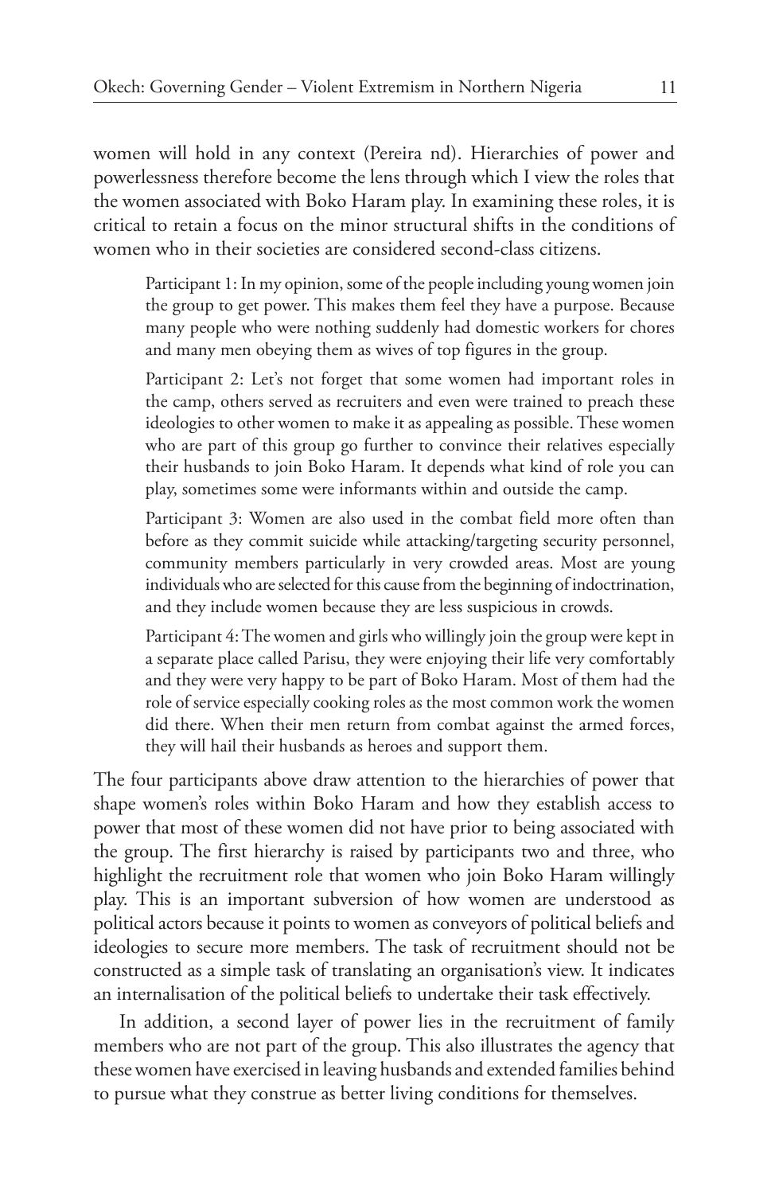women will hold in any context (Pereira nd). Hierarchies of power and powerlessness therefore become the lens through which I view the roles that the women associated with Boko Haram play. In examining these roles, it is critical to retain a focus on the minor structural shifts in the conditions of women who in their societies are considered second-class citizens.

> Participant 1: In my opinion, some of the people including young women join the group to get power. This makes them feel they have a purpose. Because many people who were nothing suddenly had domestic workers for chores and many men obeying them as wives of top figures in the group.
>
> Participant 2: Let's not forget that some women had important roles in the camp, others served as recruiters and even were trained to preach these ideologies to other women to make it as appealing as possible. These women who are part of this group go further to convince their relatives especially their husbands to join Boko Haram. It depends what kind of role you can play, sometimes some were informants within and outside the camp.
>
> Participant 3: Women are also used in the combat field more often than before as they commit suicide while attacking/targeting security personnel, community members particularly in very crowded areas. Most are young individuals who are selected for this cause from the beginning of indoctrination, and they include women because they are less suspicious in crowds.
>
> Participant 4: The women and girls who willingly join the group were kept in a separate place called Parisu, they were enjoying their life very comfortably and they were very happy to be part of Boko Haram. Most of them had the role of service especially cooking roles as the most common work the women did there. When their men return from combat against the armed forces, they will hail their husbands as heroes and support them.

The four participants above draw attention to the hierarchies of power that shape women's roles within Boko Haram and how they establish access to power that most of these women did not have prior to being associated with the group. The first hierarchy is raised by participants two and three, who highlight the recruitment role that women who join Boko Haram willingly play. This is an important subversion of how women are understood as political actors because it points to women as conveyors of political beliefs and ideologies to secure more members. The task of recruitment should not be constructed as a simple task of translating an organisation's view. It indicates an internalisation of the political beliefs to undertake their task effectively.

In addition, a second layer of power lies in the recruitment of family members who are not part of the group. This also illustrates the agency that these women have exercised in leaving husbands and extended families behind to pursue what they construe as better living conditions for themselves.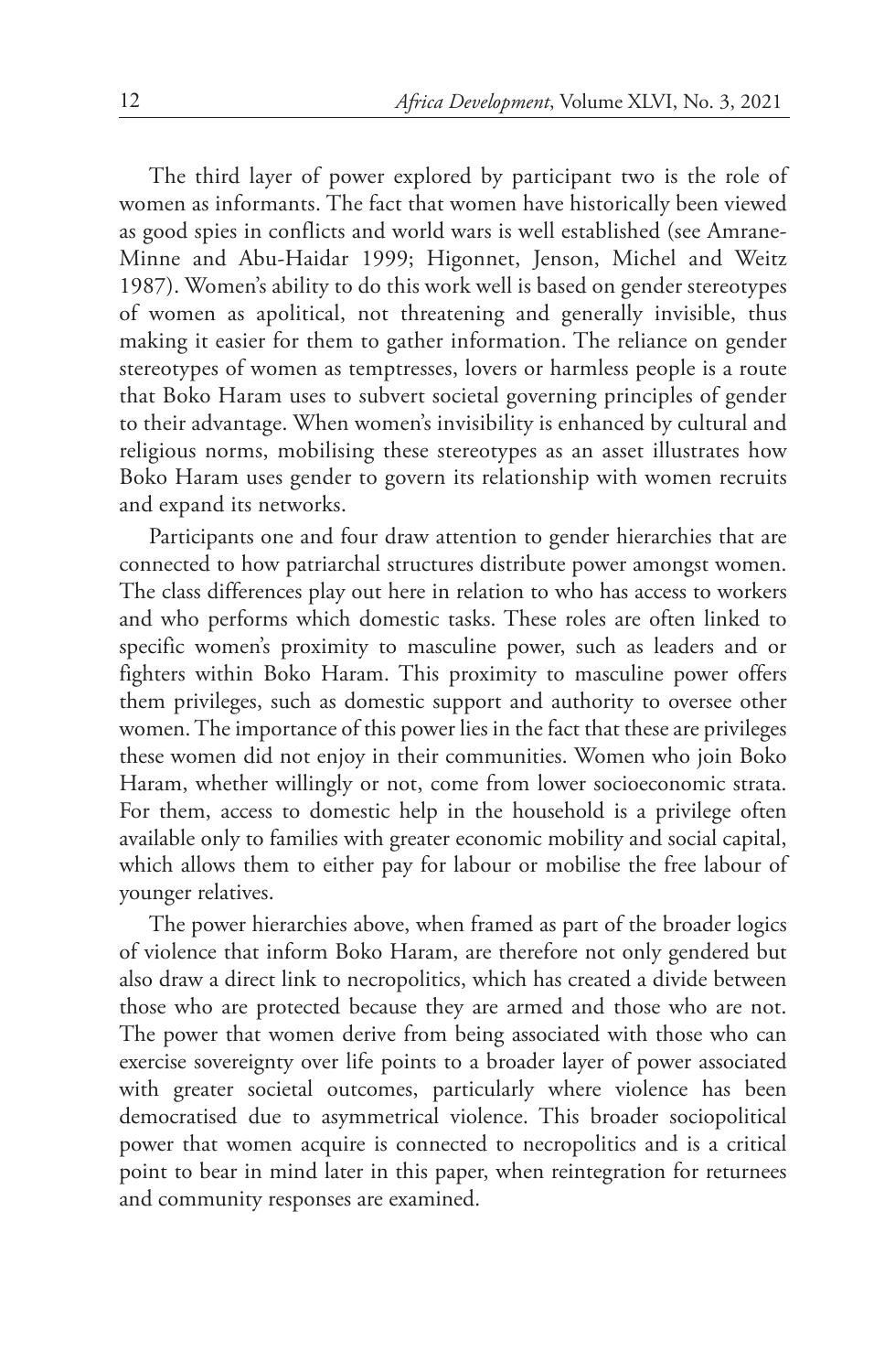The third layer of power explored by participant two is the role of women as informants. The fact that women have historically been viewed as good spies in conflicts and world wars is well established (see Amrane-Minne and Abu-Haidar 1999; Higonnet, Jenson, Michel and Weitz 1987). Women's ability to do this work well is based on gender stereotypes of women as apolitical, not threatening and generally invisible, thus making it easier for them to gather information. The reliance on gender stereotypes of women as temptresses, lovers or harmless people is a route that Boko Haram uses to subvert societal governing principles of gender to their advantage. When women's invisibility is enhanced by cultural and religious norms, mobilising these stereotypes as an asset illustrates how Boko Haram uses gender to govern its relationship with women recruits and expand its networks.

Participants one and four draw attention to gender hierarchies that are connected to how patriarchal structures distribute power amongst women. The class differences play out here in relation to who has access to workers and who performs which domestic tasks. These roles are often linked to specific women's proximity to masculine power, such as leaders and or fighters within Boko Haram. This proximity to masculine power offers them privileges, such as domestic support and authority to oversee other women. The importance of this power lies in the fact that these are privileges these women did not enjoy in their communities. Women who join Boko Haram, whether willingly or not, come from lower socioeconomic strata. For them, access to domestic help in the household is a privilege often available only to families with greater economic mobility and social capital, which allows them to either pay for labour or mobilise the free labour of younger relatives.

The power hierarchies above, when framed as part of the broader logics of violence that inform Boko Haram, are therefore not only gendered but also draw a direct link to necropolitics, which has created a divide between those who are protected because they are armed and those who are not. The power that women derive from being associated with those who can exercise sovereignty over life points to a broader layer of power associated with greater societal outcomes, particularly where violence has been democratised due to asymmetrical violence. This broader sociopolitical power that women acquire is connected to necropolitics and is a critical point to bear in mind later in this paper, when reintegration for returnees and community responses are examined.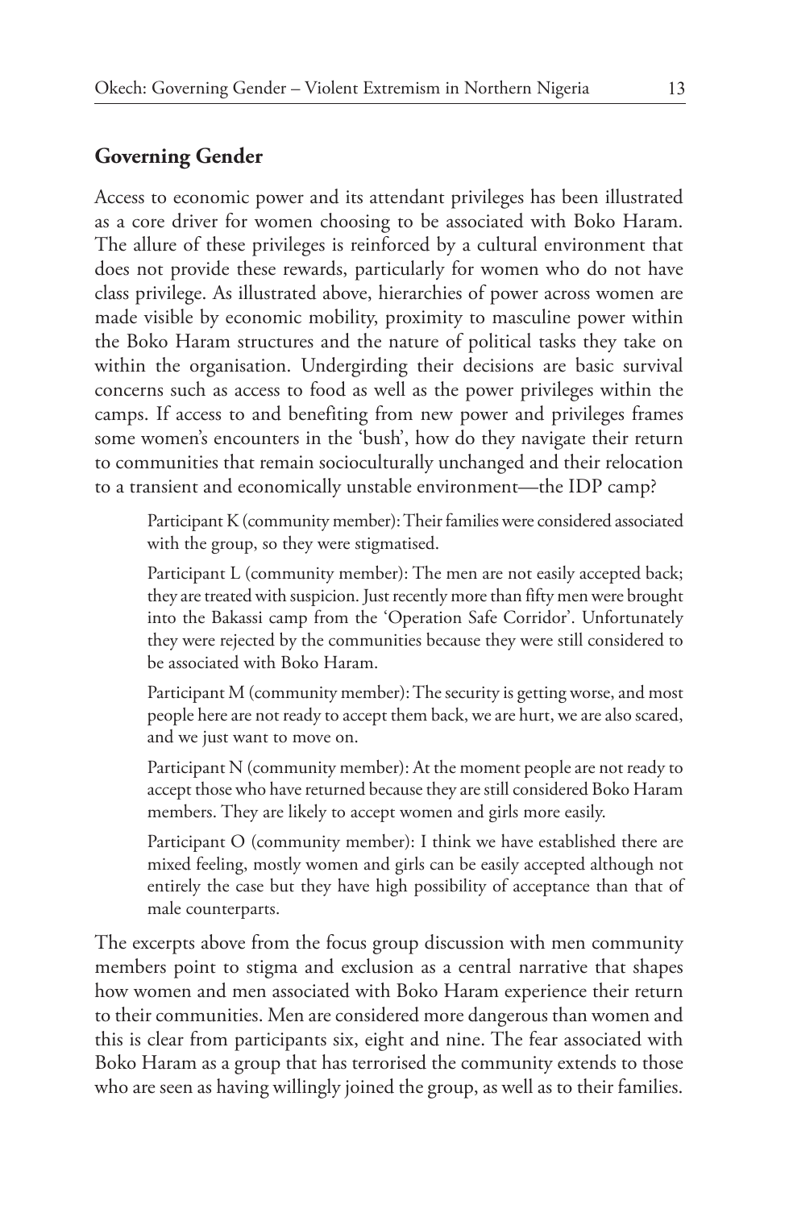## Governing Gender

Access to economic power and its attendant privileges has been illustrated as a core driver for women choosing to be associated with Boko Haram. The allure of these privileges is reinforced by a cultural environment that does not provide these rewards, particularly for women who do not have class privilege. As illustrated above, hierarchies of power across women are made visible by economic mobility, proximity to masculine power within the Boko Haram structures and the nature of political tasks they take on within the organisation. Undergirding their decisions are basic survival concerns such as access to food as well as the power privileges within the camps. If access to and benefiting from new power and privileges frames some women's encounters in the 'bush', how do they navigate their return to communities that remain socioculturally unchanged and their relocation to a transient and economically unstable environment—the IDP camp?

> Participant K (community member): Their families were considered associated with the group, so they were stigmatised.
>
> Participant L (community member): The men are not easily accepted back; they are treated with suspicion. Just recently more than fifty men were brought into the Bakassi camp from the 'Operation Safe Corridor'. Unfortunately they were rejected by the communities because they were still considered to be associated with Boko Haram.
>
> Participant M (community member): The security is getting worse, and most people here are not ready to accept them back, we are hurt, we are also scared, and we just want to move on.
>
> Participant N (community member): At the moment people are not ready to accept those who have returned because they are still considered Boko Haram members. They are likely to accept women and girls more easily.
>
> Participant O (community member): I think we have established there are mixed feeling, mostly women and girls can be easily accepted although not entirely the case but they have high possibility of acceptance than that of male counterparts.

The excerpts above from the focus group discussion with men community members point to stigma and exclusion as a central narrative that shapes how women and men associated with Boko Haram experience their return to their communities. Men are considered more dangerous than women and this is clear from participants six, eight and nine. The fear associated with Boko Haram as a group that has terrorised the community extends to those who are seen as having willingly joined the group, as well as to their families.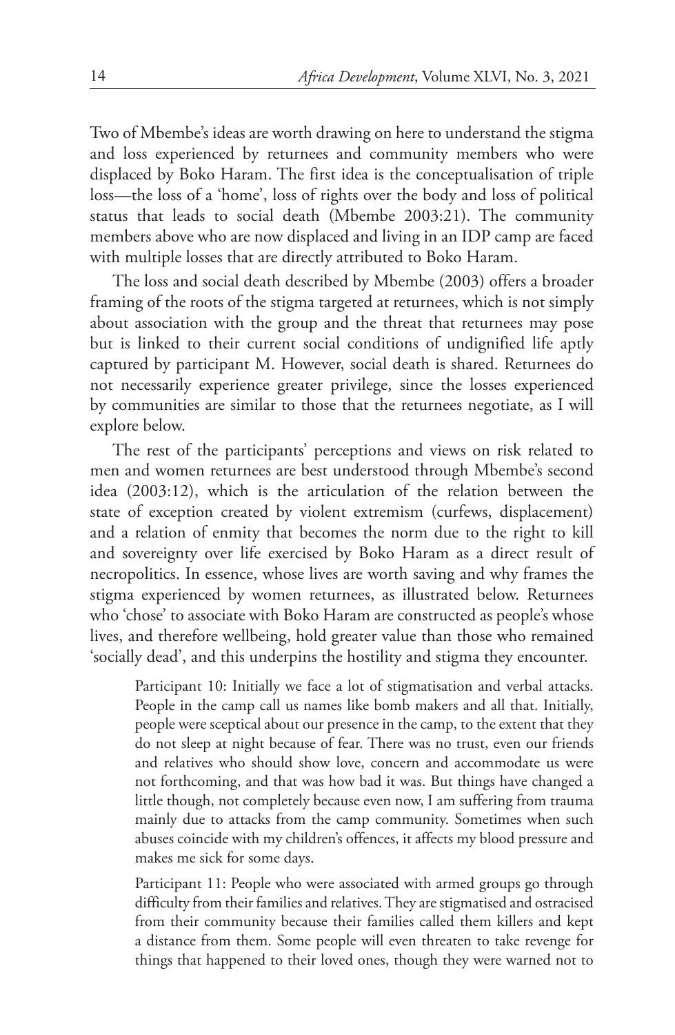Two of Mbembe's ideas are worth drawing on here to understand the stigma and loss experienced by returnees and community members who were displaced by Boko Haram. The first idea is the conceptualisation of triple loss—the loss of a 'home', loss of rights over the body and loss of political status that leads to social death (Mbembe 2003:21). The community members above who are now displaced and living in an IDP camp are faced with multiple losses that are directly attributed to Boko Haram.

The loss and social death described by Mbembe (2003) offers a broader framing of the roots of the stigma targeted at returnees, which is not simply about association with the group and the threat that returnees may pose but is linked to their current social conditions of undignified life aptly captured by participant M. However, social death is shared. Returnees do not necessarily experience greater privilege, since the losses experienced by communities are similar to those that the returnees negotiate, as I will explore below.

The rest of the participants' perceptions and views on risk related to men and women returnees are best understood through Mbembe's second idea (2003:12), which is the articulation of the relation between the state of exception created by violent extremism (curfews, displacement) and a relation of enmity that becomes the norm due to the right to kill and sovereignty over life exercised by Boko Haram as a direct result of necropolitics. In essence, whose lives are worth saving and why frames the stigma experienced by women returnees, as illustrated below. Returnees who 'chose' to associate with Boko Haram are constructed as people's whose lives, and therefore wellbeing, hold greater value than those who remained 'socially dead', and this underpins the hostility and stigma they encounter.

> Participant 10: Initially we face a lot of stigmatisation and verbal attacks. People in the camp call us names like bomb makers and all that. Initially, people were sceptical about our presence in the camp, to the extent that they do not sleep at night because of fear. There was no trust, even our friends and relatives who should show love, concern and accommodate us were not forthcoming, and that was how bad it was. But things have changed a little though, not completely because even now, I am suffering from trauma mainly due to attacks from the camp community. Sometimes when such abuses coincide with my children's offences, it affects my blood pressure and makes me sick for some days.

> Participant 11: People who were associated with armed groups go through difficulty from their families and relatives. They are stigmatised and ostracised from their community because their families called them killers and kept a distance from them. Some people will even threaten to take revenge for things that happened to their loved ones, though they were warned not to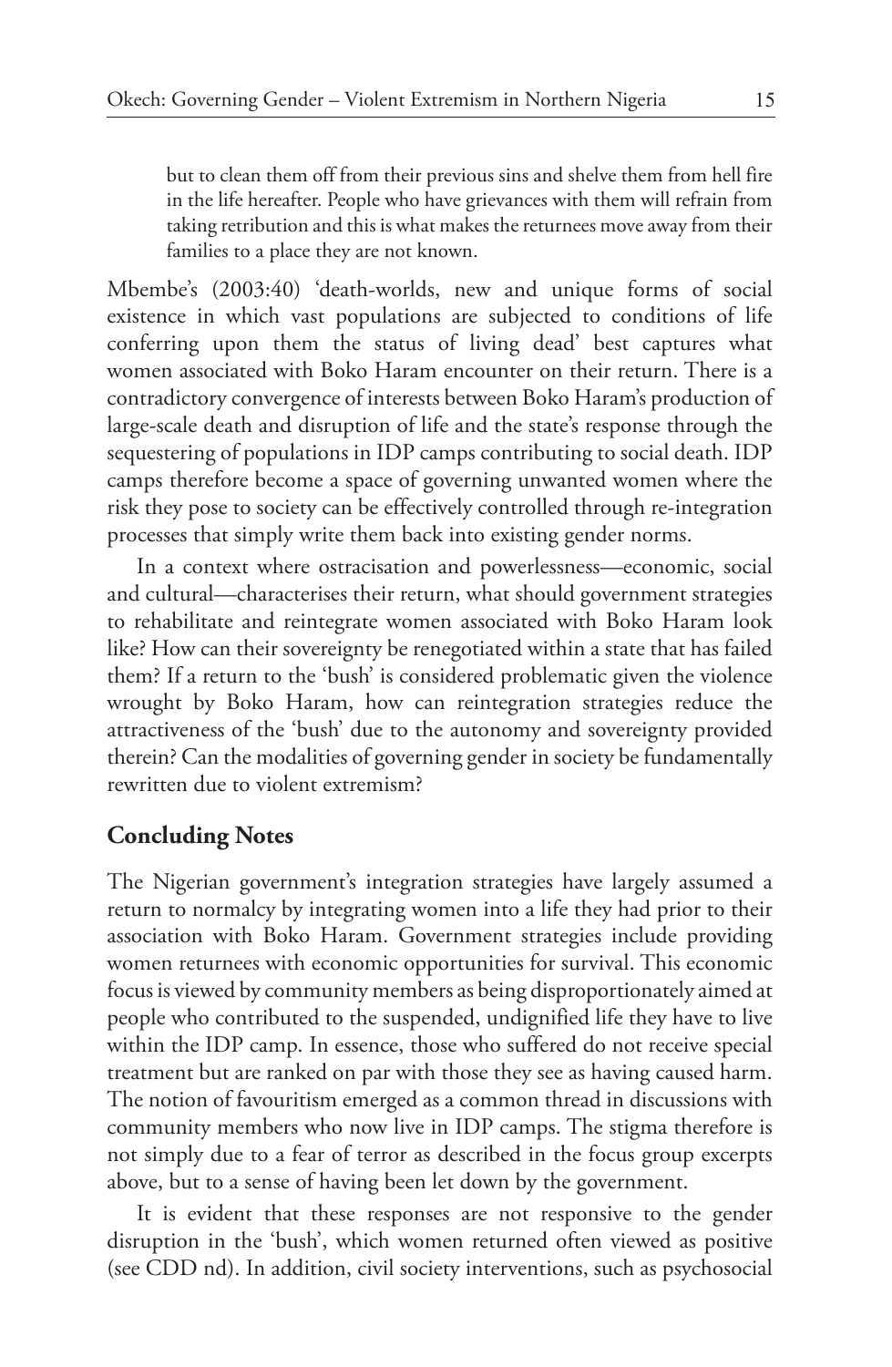> but to clean them off from their previous sins and shelve them from hell fire in the life hereafter. People who have grievances with them will refrain from taking retribution and this is what makes the returnees move away from their families to a place they are not known.

Mbembe's (2003:40) 'death-worlds, new and unique forms of social existence in which vast populations are subjected to conditions of life conferring upon them the status of living dead' best captures what women associated with Boko Haram encounter on their return. There is a contradictory convergence of interests between Boko Haram's production of large-scale death and disruption of life and the state's response through the sequestering of populations in IDP camps contributing to social death. IDP camps therefore become a space of governing unwanted women where the risk they pose to society can be effectively controlled through re-integration processes that simply write them back into existing gender norms.

In a context where ostracisation and powerlessness—economic, social and cultural—characterises their return, what should government strategies to rehabilitate and reintegrate women associated with Boko Haram look like? How can their sovereignty be renegotiated within a state that has failed them? If a return to the 'bush' is considered problematic given the violence wrought by Boko Haram, how can reintegration strategies reduce the attractiveness of the 'bush' due to the autonomy and sovereignty provided therein? Can the modalities of governing gender in society be fundamentally rewritten due to violent extremism?

## Concluding Notes

The Nigerian government's integration strategies have largely assumed a return to normalcy by integrating women into a life they had prior to their association with Boko Haram. Government strategies include providing women returnees with economic opportunities for survival. This economic focus is viewed by community members as being disproportionately aimed at people who contributed to the suspended, undignified life they have to live within the IDP camp. In essence, those who suffered do not receive special treatment but are ranked on par with those they see as having caused harm. The notion of favouritism emerged as a common thread in discussions with community members who now live in IDP camps. The stigma therefore is not simply due to a fear of terror as described in the focus group excerpts above, but to a sense of having been let down by the government.

It is evident that these responses are not responsive to the gender disruption in the 'bush', which women returned often viewed as positive (see CDD nd). In addition, civil society interventions, such as psychosocial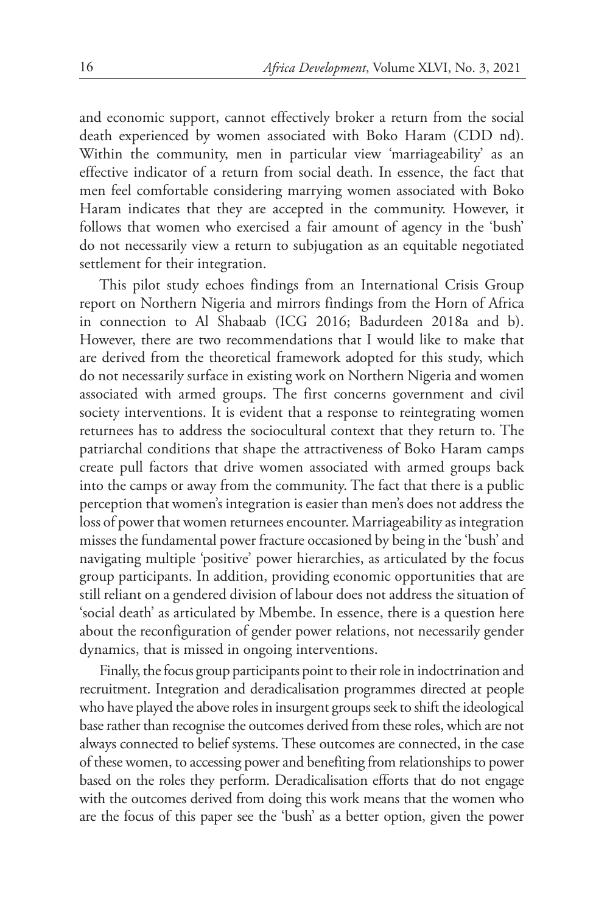and economic support, cannot effectively broker a return from the social death experienced by women associated with Boko Haram (CDD nd). Within the community, men in particular view 'marriageability' as an effective indicator of a return from social death. In essence, the fact that men feel comfortable considering marrying women associated with Boko Haram indicates that they are accepted in the community. However, it follows that women who exercised a fair amount of agency in the 'bush' do not necessarily view a return to subjugation as an equitable negotiated settlement for their integration.

This pilot study echoes findings from an International Crisis Group report on Northern Nigeria and mirrors findings from the Horn of Africa in connection to Al Shabaab (ICG 2016; Badurdeen 2018a and b). However, there are two recommendations that I would like to make that are derived from the theoretical framework adopted for this study, which do not necessarily surface in existing work on Northern Nigeria and women associated with armed groups. The first concerns government and civil society interventions. It is evident that a response to reintegrating women returnees has to address the sociocultural context that they return to. The patriarchal conditions that shape the attractiveness of Boko Haram camps create pull factors that drive women associated with armed groups back into the camps or away from the community. The fact that there is a public perception that women's integration is easier than men's does not address the loss of power that women returnees encounter. Marriageability as integration misses the fundamental power fracture occasioned by being in the 'bush' and navigating multiple 'positive' power hierarchies, as articulated by the focus group participants. In addition, providing economic opportunities that are still reliant on a gendered division of labour does not address the situation of 'social death' as articulated by Mbembe. In essence, there is a question here about the reconfiguration of gender power relations, not necessarily gender dynamics, that is missed in ongoing interventions.

Finally, the focus group participants point to their role in indoctrination and recruitment. Integration and deradicalisation programmes directed at people who have played the above roles in insurgent groups seek to shift the ideological base rather than recognise the outcomes derived from these roles, which are not always connected to belief systems. These outcomes are connected, in the case of these women, to accessing power and benefiting from relationships to power based on the roles they perform. Deradicalisation efforts that do not engage with the outcomes derived from doing this work means that the women who are the focus of this paper see the 'bush' as a better option, given the power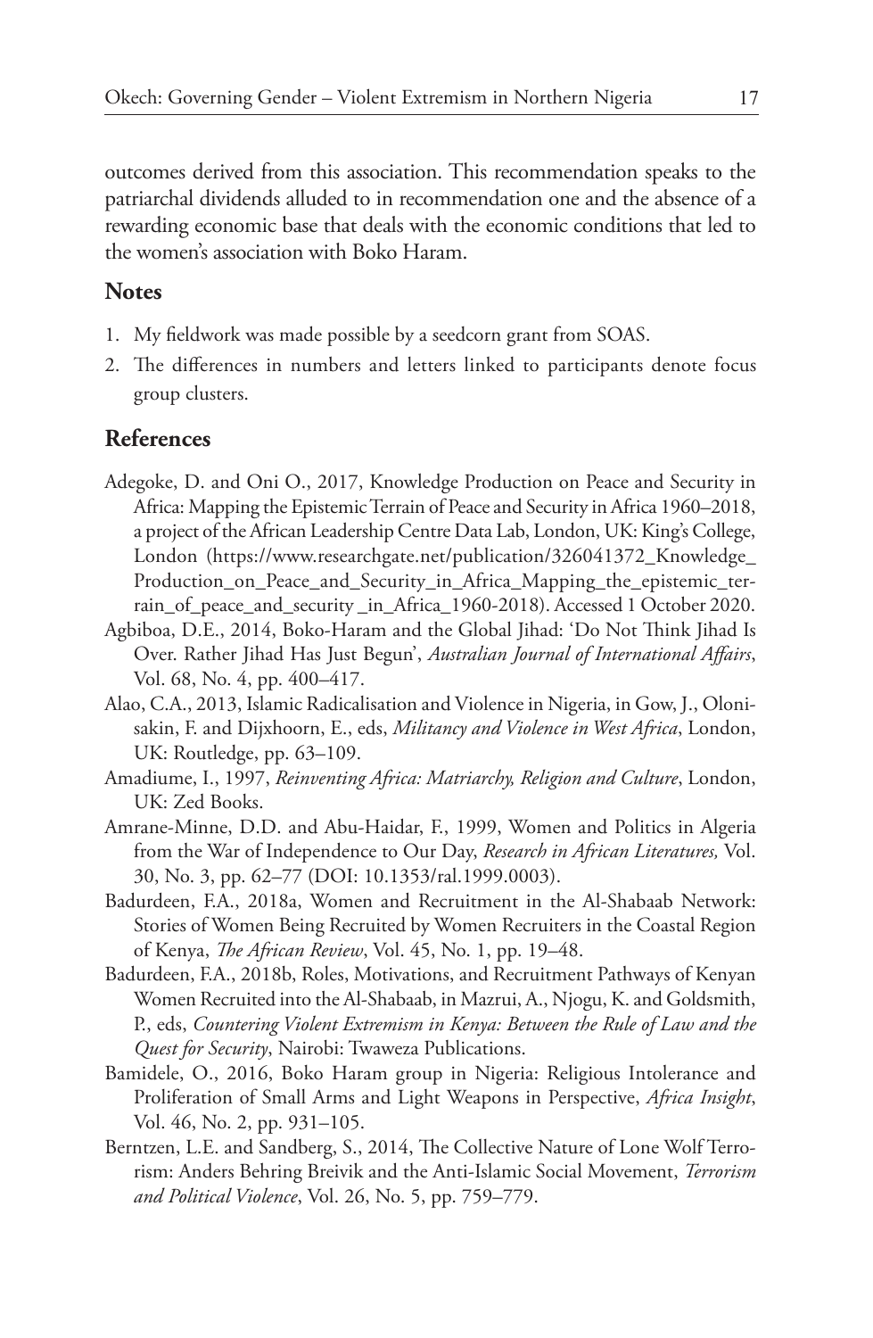outcomes derived from this association. This recommendation speaks to the patriarchal dividends alluded to in recommendation one and the absence of a rewarding economic base that deals with the economic conditions that led to the women's association with Boko Haram.

## Notes

1. My fieldwork was made possible by a seedcorn grant from SOAS.
2. The differences in numbers and letters linked to participants denote focus group clusters.

## References

Adegoke, D. and Oni O., 2017, Knowledge Production on Peace and Security in Africa: Mapping the Epistemic Terrain of Peace and Security in Africa 1960–2018, a project of the African Leadership Centre Data Lab, London, UK: King's College, London (https://www.researchgate.net/publication/326041372_Knowledge_Production_on_Peace_and_Security_in_Africa_Mapping_the_epistemic_terrain_of_peace_and_security _in_Africa_1960-2018). Accessed 1 October 2020.

Agbiboa, D.E., 2014, Boko-Haram and the Global Jihad: 'Do Not Think Jihad Is Over. Rather Jihad Has Just Begun', *Australian Journal of International Affairs*, Vol. 68, No. 4, pp. 400–417.

Alao, C.A., 2013, Islamic Radicalisation and Violence in Nigeria, in Gow, J., Olonisakin, F. and Dijxhoorn, E., eds, *Militancy and Violence in West Africa*, London, UK: Routledge, pp. 63–109.

Amadiume, I., 1997, *Reinventing Africa: Matriarchy, Religion and Culture*, London, UK: Zed Books.

Amrane-Minne, D.D. and Abu-Haidar, F., 1999, Women and Politics in Algeria from the War of Independence to Our Day, *Research in African Literatures,* Vol. 30, No. 3, pp. 62–77 (DOI: 10.1353/ral.1999.0003).

Badurdeen, F.A., 2018a, Women and Recruitment in the Al-Shabaab Network: Stories of Women Being Recruited by Women Recruiters in the Coastal Region of Kenya, *The African Review*, Vol. 45, No. 1, pp. 19–48.

Badurdeen, F.A., 2018b, Roles, Motivations, and Recruitment Pathways of Kenyan Women Recruited into the Al-Shabaab, in Mazrui, A., Njogu, K. and Goldsmith, P., eds, *Countering Violent Extremism in Kenya: Between the Rule of Law and the Quest for Security*, Nairobi: Twaweza Publications.

Bamidele, O., 2016, Boko Haram group in Nigeria: Religious Intolerance and Proliferation of Small Arms and Light Weapons in Perspective, *Africa Insight*, Vol. 46, No. 2, pp. 931–105.

Berntzen, L.E. and Sandberg, S., 2014, The Collective Nature of Lone Wolf Terrorism: Anders Behring Breivik and the Anti-Islamic Social Movement, *Terrorism and Political Violence*, Vol. 26, No. 5, pp. 759–779.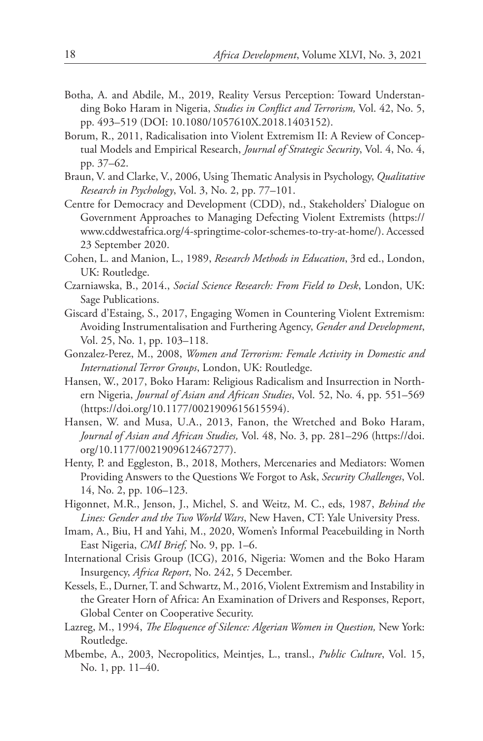Botha, A. and Abdile, M., 2019, Reality Versus Perception: Toward Understanding Boko Haram in Nigeria, *Studies in Conflict and Terrorism,* Vol. 42, No. 5, pp. 493–519 (DOI: 10.1080/1057610X.2018.1403152).

Borum, R., 2011, Radicalisation into Violent Extremism II: A Review of Conceptual Models and Empirical Research, *Journal of Strategic Security*, Vol. 4, No. 4, pp. 37–62.

Braun, V. and Clarke, V., 2006, Using Thematic Analysis in Psychology, *Qualitative Research in Psychology*, Vol. 3, No. 2, pp. 77–101.

Centre for Democracy and Development (CDD), nd., Stakeholders' Dialogue on Government Approaches to Managing Defecting Violent Extremists (https://www.cddwestafrica.org/4-springtime-color-schemes-to-try-at-home/). Accessed 23 September 2020.

Cohen, L. and Manion, L., 1989, *Research Methods in Education*, 3rd ed., London, UK: Routledge.

Czarniawska, B., 2014., *Social Science Research: From Field to Desk*, London, UK: Sage Publications.

Giscard d'Estaing, S., 2017, Engaging Women in Countering Violent Extremism: Avoiding Instrumentalisation and Furthering Agency, *Gender and Development*, Vol. 25, No. 1, pp. 103–118.

Gonzalez-Perez, M., 2008, *Women and Terrorism: Female Activity in Domestic and International Terror Groups*, London, UK: Routledge.

Hansen, W., 2017, Boko Haram: Religious Radicalism and Insurrection in Northern Nigeria, *Journal of Asian and African Studies*, Vol. 52, No. 4, pp. 551–569 (https://doi.org/10.1177/0021909615615594).

Hansen, W. and Musa, U.A., 2013, Fanon, the Wretched and Boko Haram, *Journal of Asian and African Studies,* Vol. 48, No. 3, pp. 281–296 (https://doi.org/10.1177/0021909612467277).

Henty, P. and Eggleston, B., 2018, Mothers, Mercenaries and Mediators: Women Providing Answers to the Questions We Forgot to Ask, *Security Challenges*, Vol. 14, No. 2, pp. 106–123.

Higonnet, M.R., Jenson, J., Michel, S. and Weitz, M. C., eds, 1987, *Behind the Lines: Gender and the Two World Wars*, New Haven, CT: Yale University Press.

Imam, A., Biu, H and Yahi, M., 2020, Women's Informal Peacebuilding in North East Nigeria, *CMI Brief,* No. 9, pp. 1–6.

International Crisis Group (ICG), 2016, Nigeria: Women and the Boko Haram Insurgency, *Africa Report*, No. 242, 5 December.

Kessels, E., Durner, T. and Schwartz, M., 2016, Violent Extremism and Instability in the Greater Horn of Africa: An Examination of Drivers and Responses, Report, Global Center on Cooperative Security.

Lazreg, M., 1994, *The Eloquence of Silence: Algerian Women in Question,* New York: Routledge.

Mbembe, A., 2003, Necropolitics, Meintjes, L., transl., *Public Culture*, Vol. 15, No. 1, pp. 11–40.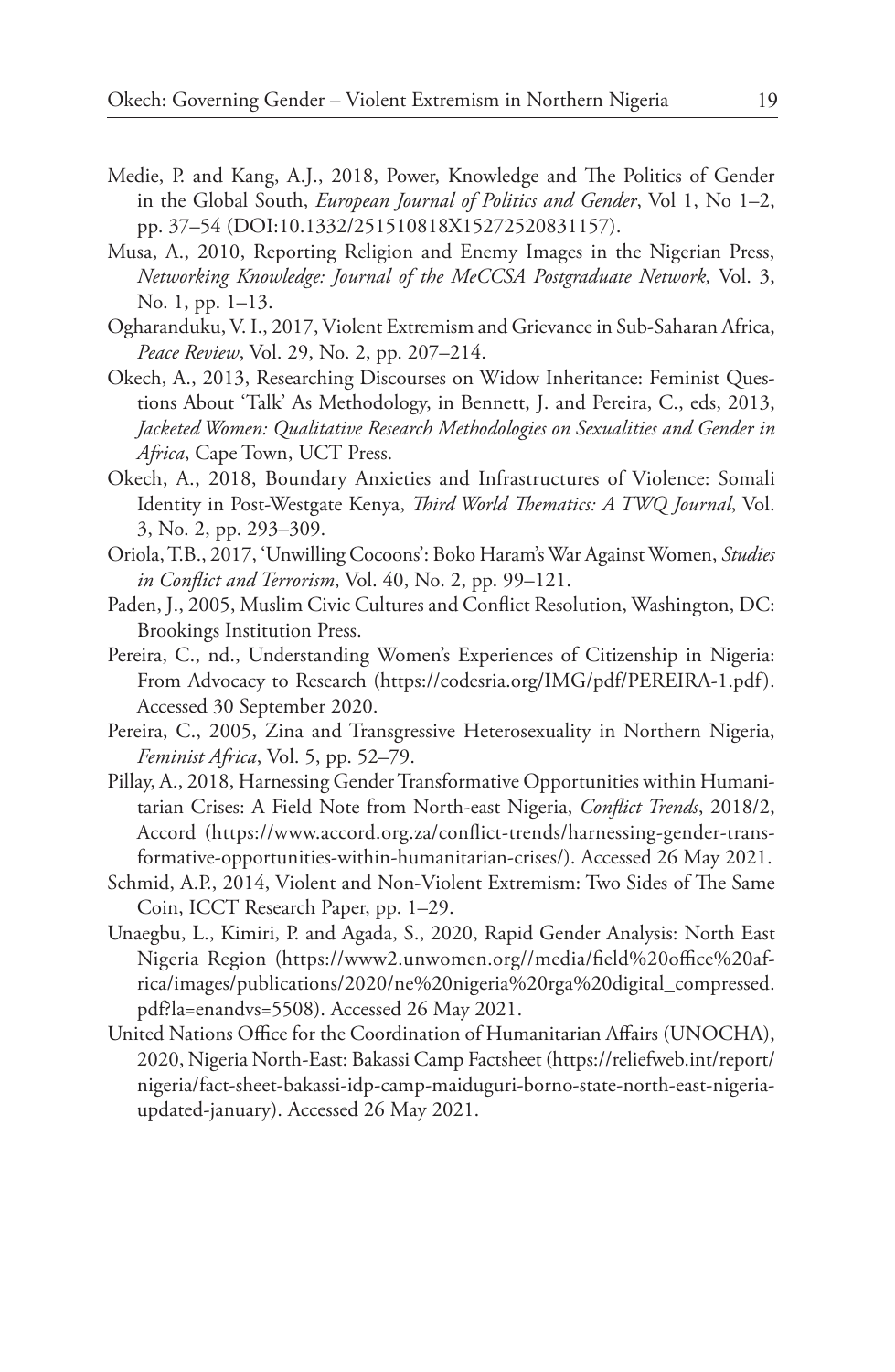Medie, P. and Kang, A.J., 2018, Power, Knowledge and The Politics of Gender in the Global South, *European Journal of Politics and Gender*, Vol 1, No 1–2, pp. 37–54 (DOI:10.1332/251510818X15272520831157).

Musa, A., 2010, Reporting Religion and Enemy Images in the Nigerian Press, *Networking Knowledge: Journal of the MeCCSA Postgraduate Network,* Vol. 3, No. 1, pp. 1–13.

Ogharanduku, V. I., 2017, Violent Extremism and Grievance in Sub-Saharan Africa, *Peace Review*, Vol. 29, No. 2, pp. 207–214.

Okech, A., 2013, Researching Discourses on Widow Inheritance: Feminist Questions About 'Talk' As Methodology, in Bennett, J. and Pereira, C., eds, 2013, *Jacketed Women: Qualitative Research Methodologies on Sexualities and Gender in Africa*, Cape Town, UCT Press.

Okech, A., 2018, Boundary Anxieties and Infrastructures of Violence: Somali Identity in Post-Westgate Kenya, *Third World Thematics: A TWQ Journal*, Vol. 3, No. 2, pp. 293–309.

Oriola, T.B., 2017, 'Unwilling Cocoons': Boko Haram's War Against Women, *Studies in Conflict and Terrorism*, Vol. 40, No. 2, pp. 99–121.

Paden, J., 2005, Muslim Civic Cultures and Conflict Resolution, Washington, DC: Brookings Institution Press.

Pereira, C., nd., Understanding Women's Experiences of Citizenship in Nigeria: From Advocacy to Research (https://codesria.org/IMG/pdf/PEREIRA-1.pdf). Accessed 30 September 2020.

Pereira, C., 2005, Zina and Transgressive Heterosexuality in Northern Nigeria, *Feminist Africa*, Vol. 5, pp. 52–79.

Pillay, A., 2018, Harnessing Gender Transformative Opportunities within Humanitarian Crises: A Field Note from North-east Nigeria, *Conflict Trends*, 2018/2, Accord (https://www.accord.org.za/conflict-trends/harnessing-gender-transformative-opportunities-within-humanitarian-crises/). Accessed 26 May 2021.

Schmid, A.P., 2014, Violent and Non-Violent Extremism: Two Sides of The Same Coin, ICCT Research Paper, pp. 1–29.

Unaegbu, L., Kimiri, P. and Agada, S., 2020, Rapid Gender Analysis: North East Nigeria Region (https://www2.unwomen.org//media/field%20office%20africa/images/publications/2020/ne%20nigeria%20rga%20digital_compressed.pdf?la=enandvs=5508). Accessed 26 May 2021.

United Nations Office for the Coordination of Humanitarian Affairs (UNOCHA), 2020, Nigeria North-East: Bakassi Camp Factsheet (https://reliefweb.int/report/nigeria/fact-sheet-bakassi-idp-camp-maiduguri-borno-state-north-east-nigeria-updated-january). Accessed 26 May 2021.